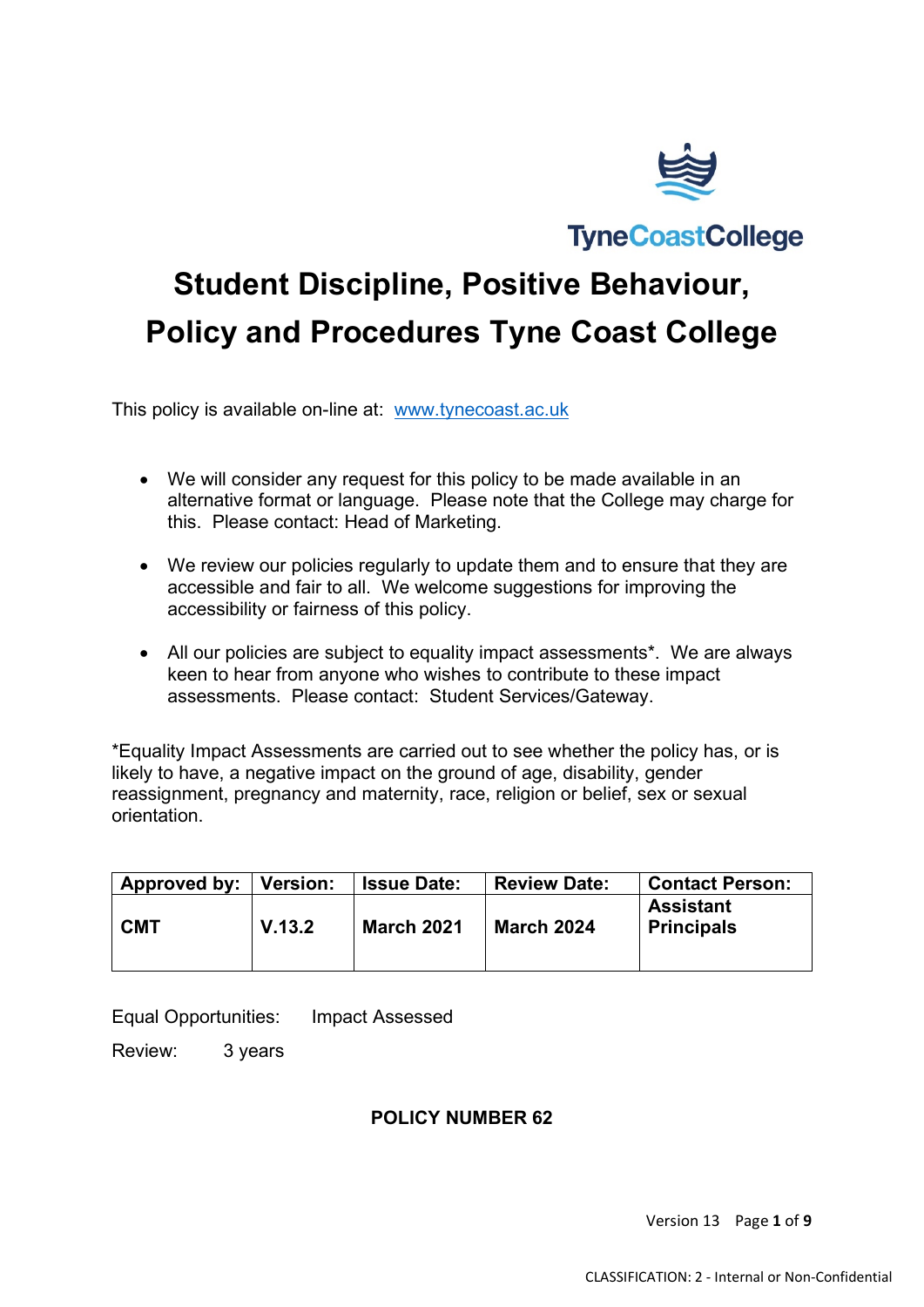TyneCoastCollege

# Student Discipline, Positive Behaviour, Policy and Procedures Tyne Coast College

This policy is available on-line at: [www.tynecoast.ac.uk](www.tynecoast.ac.uk)

- We will consider any request for this policy to be made available in an alternative format or language. Please note that the College may charge for this. Please contact: Head of Marketing.
- We review our policies regularly to update them and to ensure that they are accessible and fair to all. We welcome suggestions for improving the accessibility or fairness of this policy.
- All our policies are subject to equality impact assessments*. We are always keen to hear from anyone who wishes to contribute to these impact assessments. Please contact: Student Services/Gateway.

*Equality Impact Assessments are carried out to see whether the policy has, or is likely to have, a negative impact on the ground of age, disability, gender reassignment, pregnancy and maternity, race, religion or belief, sex or sexual orientation.

| Approved by: | Version: | Issue Date: | Review Date: | Contact Person: |
|---|---|---|---|---|
| **CMT** | **V.13.2** | **March 2021** | **March 2024** | **Assistant Principals** |

Equal Opportunities: Impact Assessed

Review: 3 years

**POLICY NUMBER 62**

CLASSIFICATION: 2 - Internal or Non-Confidential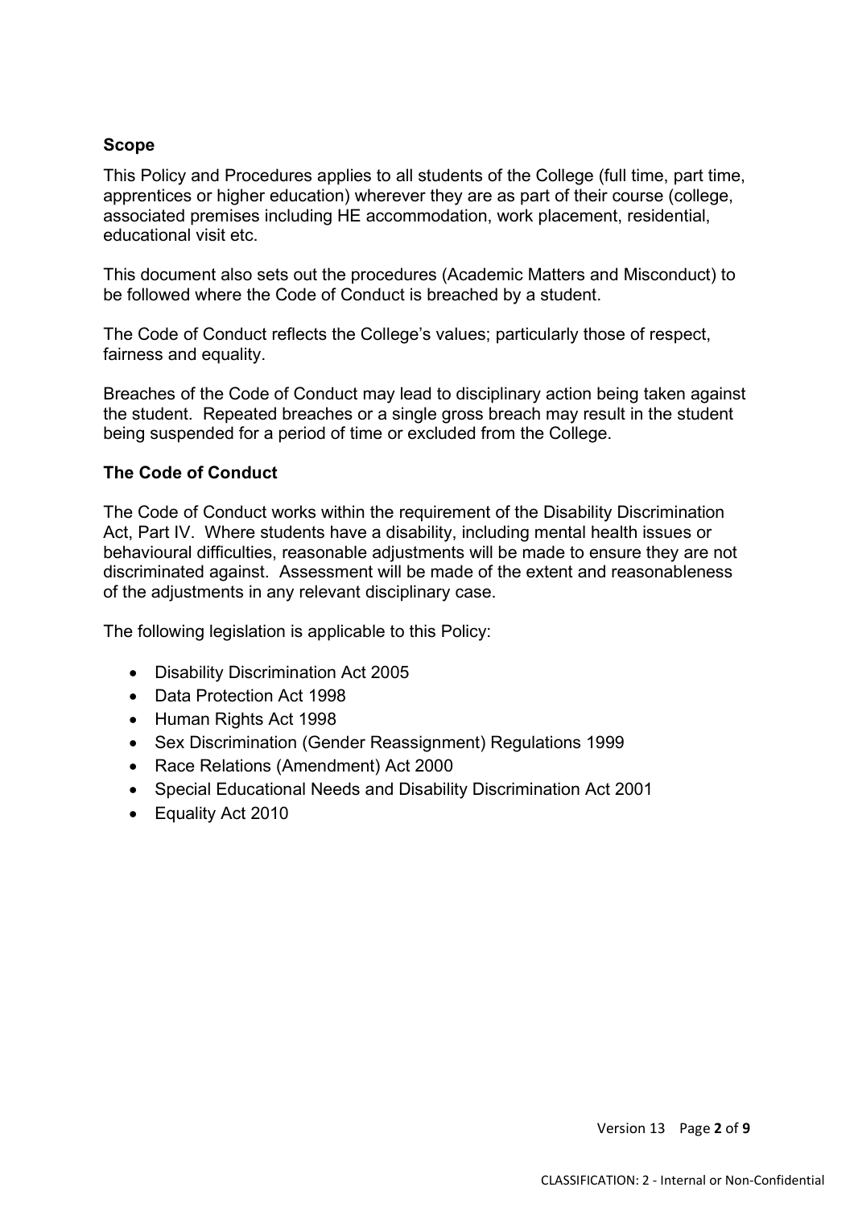**Scope**

This Policy and Procedures applies to all students of the College (full time, part time, apprentices or higher education) wherever they are as part of their course (college, associated premises including HE accommodation, work placement, residential, educational visit etc.

This document also sets out the procedures (Academic Matters and Misconduct) to be followed where the Code of Conduct is breached by a student.

The Code of Conduct reflects the College's values; particularly those of respect, fairness and equality.

Breaches of the Code of Conduct may lead to disciplinary action being taken against the student. Repeated breaches or a single gross breach may result in the student being suspended for a period of time or excluded from the College.

**The Code of Conduct**

The Code of Conduct works within the requirement of the Disability Discrimination Act, Part IV. Where students have a disability, including mental health issues or behavioural difficulties, reasonable adjustments will be made to ensure they are not discriminated against. Assessment will be made of the extent and reasonableness of the adjustments in any relevant disciplinary case.

The following legislation is applicable to this Policy:

- Disability Discrimination Act 2005
- Data Protection Act 1998
- Human Rights Act 1998
- Sex Discrimination (Gender Reassignment) Regulations 1999
- Race Relations (Amendment) Act 2000
- Special Educational Needs and Disability Discrimination Act 2001
- Equality Act 2010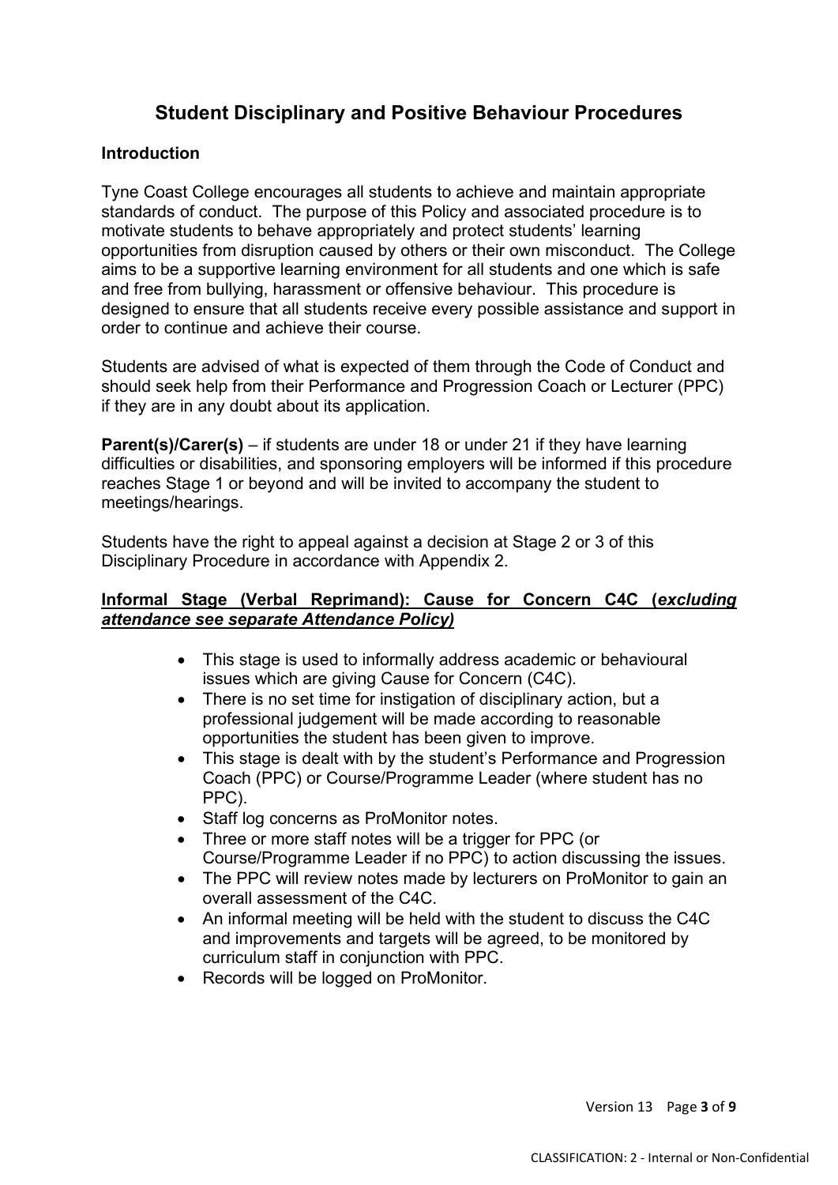# Student Disciplinary and Positive Behaviour Procedures

**Introduction**

Tyne Coast College encourages all students to achieve and maintain appropriate standards of conduct. The purpose of this Policy and associated procedure is to motivate students to behave appropriately and protect students' learning opportunities from disruption caused by others or their own misconduct. The College aims to be a supportive learning environment for all students and one which is safe and free from bullying, harassment or offensive behaviour. This procedure is designed to ensure that all students receive every possible assistance and support in order to continue and achieve their course.

Students are advised of what is expected of them through the Code of Conduct and should seek help from their Performance and Progression Coach or Lecturer (PPC) if they are in any doubt about its application.

**Parent(s)/Carer(s)** – if students are under 18 or under 21 if they have learning difficulties or disabilities, and sponsoring employers will be informed if this procedure reaches Stage 1 or beyond and will be invited to accompany the student to meetings/hearings.

Students have the right to appeal against a decision at Stage 2 or 3 of this Disciplinary Procedure in accordance with Appendix 2.

**Informal Stage (Verbal Reprimand): Cause for Concern C4C (*excluding attendance see separate Attendance Policy)***

- This stage is used to informally address academic or behavioural issues which are giving Cause for Concern (C4C).
- There is no set time for instigation of disciplinary action, but a professional judgement will be made according to reasonable opportunities the student has been given to improve.
- This stage is dealt with by the student's Performance and Progression Coach (PPC) or Course/Programme Leader (where student has no PPC).
- Staff log concerns as ProMonitor notes.
- Three or more staff notes will be a trigger for PPC (or Course/Programme Leader if no PPC) to action discussing the issues.
- The PPC will review notes made by lecturers on ProMonitor to gain an overall assessment of the C4C.
- An informal meeting will be held with the student to discuss the C4C and improvements and targets will be agreed, to be monitored by curriculum staff in conjunction with PPC.
- Records will be logged on ProMonitor.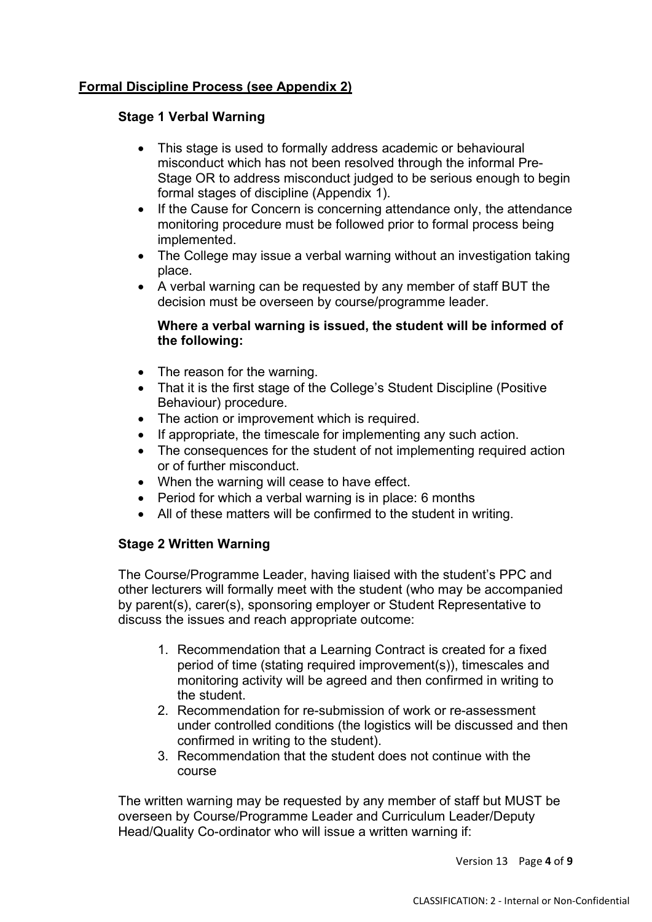## **Formal Discipline Process (see Appendix 2)**

### Stage 1 Verbal Warning

- This stage is used to formally address academic or behavioural misconduct which has not been resolved through the informal Pre-Stage OR to address misconduct judged to be serious enough to begin formal stages of discipline (Appendix 1).
- If the Cause for Concern is concerning attendance only, the attendance monitoring procedure must be followed prior to formal process being implemented.
- The College may issue a verbal warning without an investigation taking place.
- A verbal warning can be requested by any member of staff BUT the decision must be overseen by course/programme leader.

**Where a verbal warning is issued, the student will be informed of the following:**

- The reason for the warning.
- That it is the first stage of the College's Student Discipline (Positive Behaviour) procedure.
- The action or improvement which is required.
- If appropriate, the timescale for implementing any such action.
- The consequences for the student of not implementing required action or of further misconduct.
- When the warning will cease to have effect.
- Period for which a verbal warning is in place: 6 months
- All of these matters will be confirmed to the student in writing.

### Stage 2 Written Warning

The Course/Programme Leader, having liaised with the student's PPC and other lecturers will formally meet with the student (who may be accompanied by parent(s), carer(s), sponsoring employer or Student Representative to discuss the issues and reach appropriate outcome:

1. Recommendation that a Learning Contract is created for a fixed period of time (stating required improvement(s)), timescales and monitoring activity will be agreed and then confirmed in writing to the student.
2. Recommendation for re-submission of work or re-assessment under controlled conditions (the logistics will be discussed and then confirmed in writing to the student).
3. Recommendation that the student does not continue with the course

The written warning may be requested by any member of staff but MUST be overseen by Course/Programme Leader and Curriculum Leader/Deputy Head/Quality Co-ordinator who will issue a written warning if: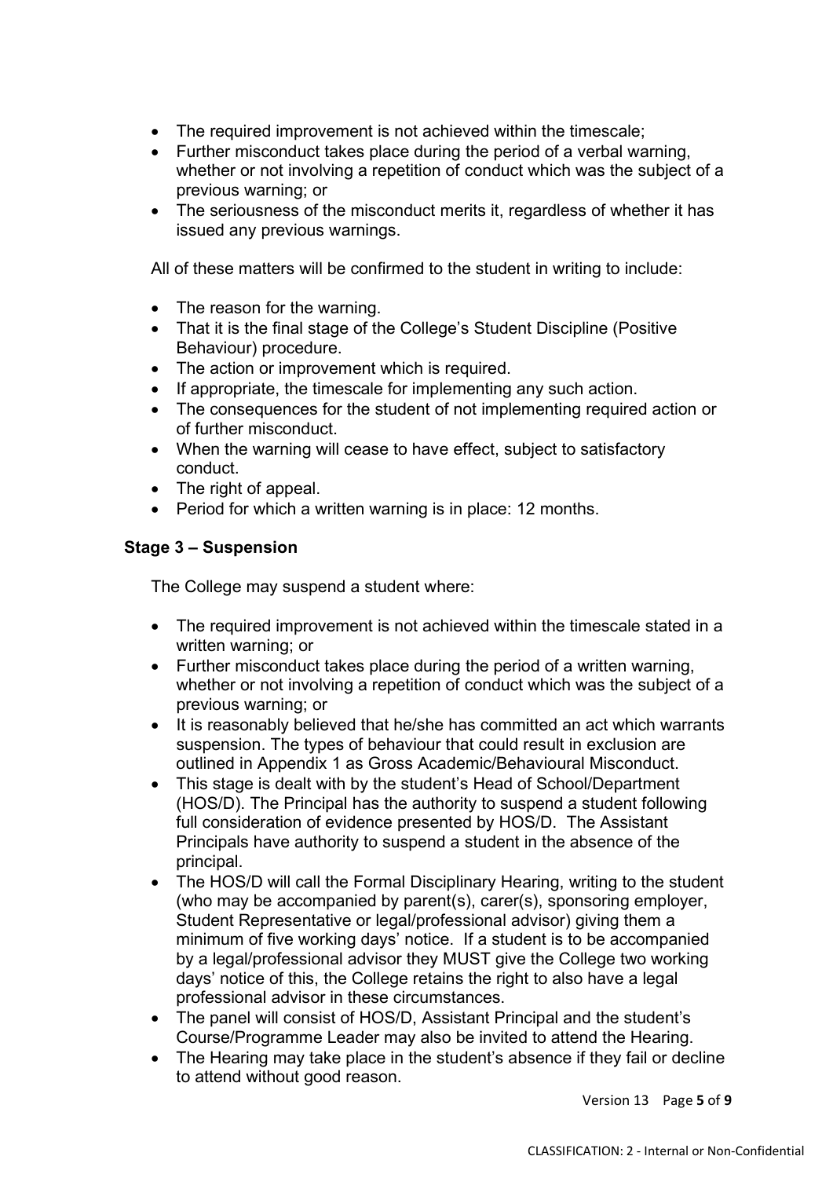- The required improvement is not achieved within the timescale;
- Further misconduct takes place during the period of a verbal warning, whether or not involving a repetition of conduct which was the subject of a previous warning; or
- The seriousness of the misconduct merits it, regardless of whether it has issued any previous warnings.

All of these matters will be confirmed to the student in writing to include:

- The reason for the warning.
- That it is the final stage of the College's Student Discipline (Positive Behaviour) procedure.
- The action or improvement which is required.
- If appropriate, the timescale for implementing any such action.
- The consequences for the student of not implementing required action or of further misconduct.
- When the warning will cease to have effect, subject to satisfactory conduct.
- The right of appeal.
- Period for which a written warning is in place: 12 months.

**Stage 3 – Suspension**

The College may suspend a student where:

- The required improvement is not achieved within the timescale stated in a written warning; or
- Further misconduct takes place during the period of a written warning, whether or not involving a repetition of conduct which was the subject of a previous warning; or
- It is reasonably believed that he/she has committed an act which warrants suspension. The types of behaviour that could result in exclusion are outlined in Appendix 1 as Gross Academic/Behavioural Misconduct.
- This stage is dealt with by the student's Head of School/Department (HOS/D). The Principal has the authority to suspend a student following full consideration of evidence presented by HOS/D. The Assistant Principals have authority to suspend a student in the absence of the principal.
- The HOS/D will call the Formal Disciplinary Hearing, writing to the student (who may be accompanied by parent(s), carer(s), sponsoring employer, Student Representative or legal/professional advisor) giving them a minimum of five working days' notice. If a student is to be accompanied by a legal/professional advisor they MUST give the College two working days' notice of this, the College retains the right to also have a legal professional advisor in these circumstances.
- The panel will consist of HOS/D, Assistant Principal and the student's Course/Programme Leader may also be invited to attend the Hearing.
- The Hearing may take place in the student's absence if they fail or decline to attend without good reason.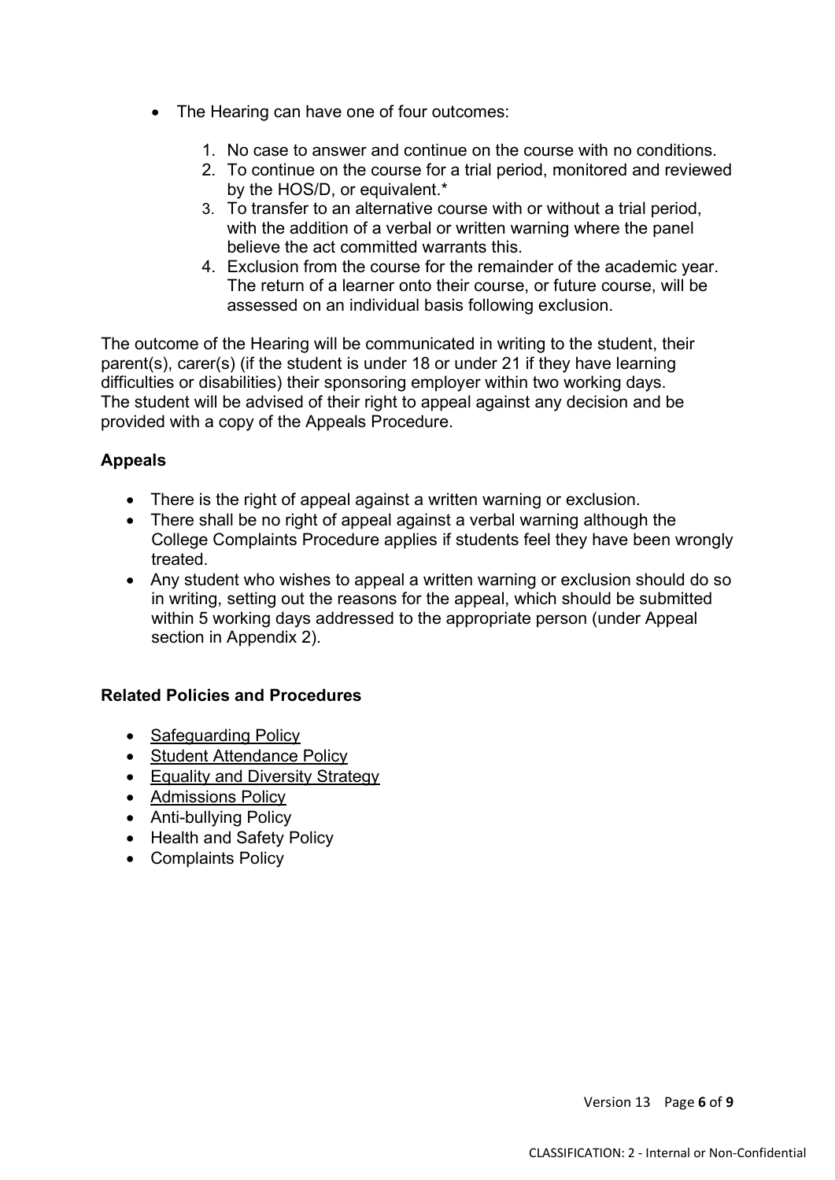- The Hearing can have one of four outcomes:

    1. No case to answer and continue on the course with no conditions.
    2. To continue on the course for a trial period, monitored and reviewed by the HOS/D, or equivalent.*
    3. To transfer to an alternative course with or without a trial period, with the addition of a verbal or written warning where the panel believe the act committed warrants this.
    4. Exclusion from the course for the remainder of the academic year. The return of a learner onto their course, or future course, will be assessed on an individual basis following exclusion.

The outcome of the Hearing will be communicated in writing to the student, their parent(s), carer(s) (if the student is under 18 or under 21 if they have learning difficulties or disabilities) their sponsoring employer within two working days. The student will be advised of their right to appeal against any decision and be provided with a copy of the Appeals Procedure.

**Appeals**

- There is the right of appeal against a written warning or exclusion.
- There shall be no right of appeal against a verbal warning although the College Complaints Procedure applies if students feel they have been wrongly treated.
- Any student who wishes to appeal a written warning or exclusion should do so in writing, setting out the reasons for the appeal, which should be submitted within 5 working days addressed to the appropriate person (under Appeal section in Appendix 2).

**Related Policies and Procedures**

- Safeguarding Policy
- Student Attendance Policy
- Equality and Diversity Strategy
- Admissions Policy
- Anti-bullying Policy
- Health and Safety Policy
- Complaints Policy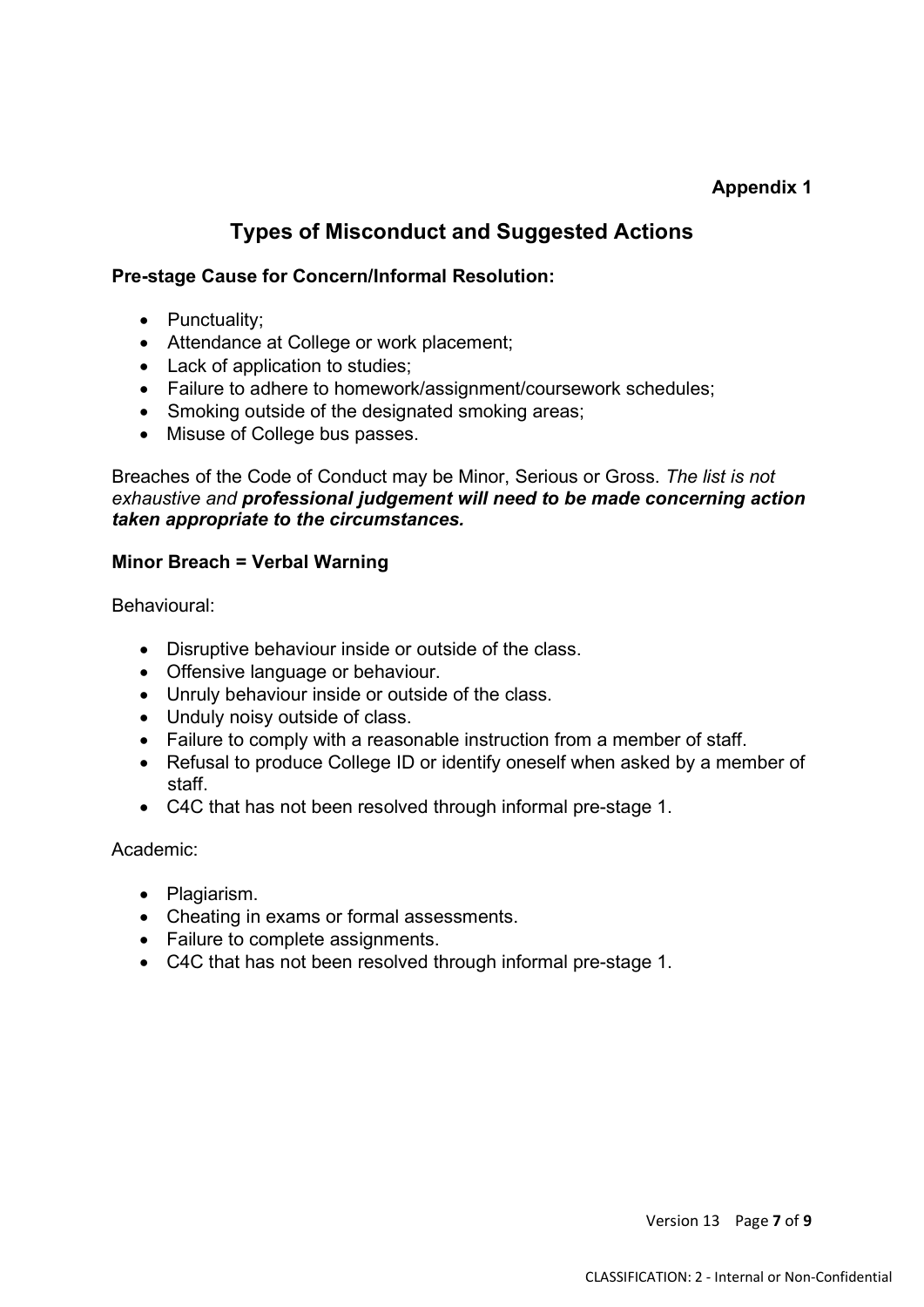**Appendix 1**

## Types of Misconduct and Suggested Actions

**Pre-stage Cause for Concern/Informal Resolution:**

- Punctuality;
- Attendance at College or work placement;
- Lack of application to studies;
- Failure to adhere to homework/assignment/coursework schedules;
- Smoking outside of the designated smoking areas;
- Misuse of College bus passes.

Breaches of the Code of Conduct may be Minor, Serious or Gross. *The list is not exhaustive and **professional judgement will need to be made concerning action taken appropriate to the circumstances.***

**Minor Breach = Verbal Warning**

Behavioural:

- Disruptive behaviour inside or outside of the class.
- Offensive language or behaviour.
- Unruly behaviour inside or outside of the class.
- Unduly noisy outside of class.
- Failure to comply with a reasonable instruction from a member of staff.
- Refusal to produce College ID or identify oneself when asked by a member of staff.
- C4C that has not been resolved through informal pre-stage 1.

Academic:

- Plagiarism.
- Cheating in exams or formal assessments.
- Failure to complete assignments.
- C4C that has not been resolved through informal pre-stage 1.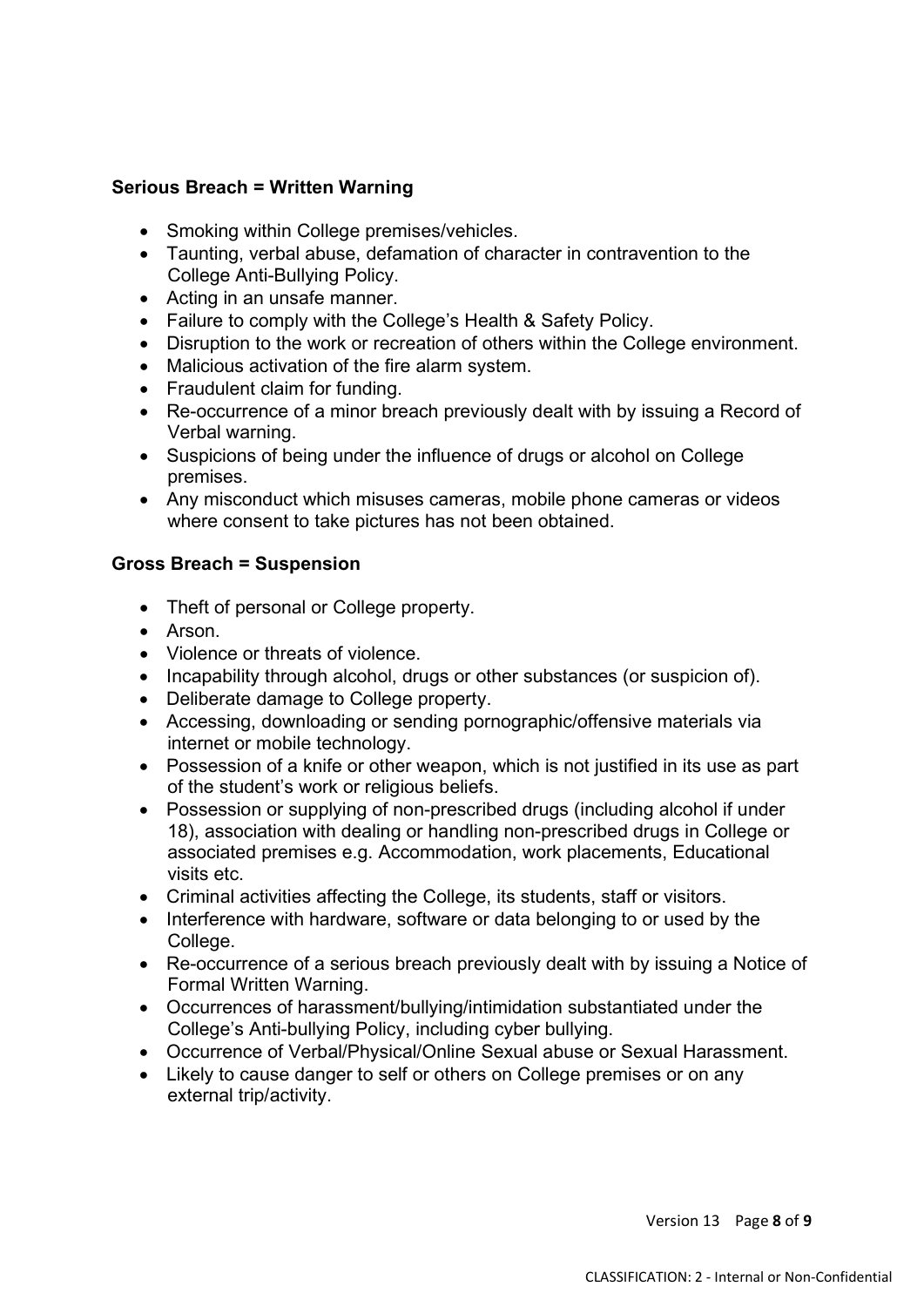**Serious Breach = Written Warning**

- Smoking within College premises/vehicles.
- Taunting, verbal abuse, defamation of character in contravention to the College Anti-Bullying Policy.
- Acting in an unsafe manner.
- Failure to comply with the College's Health & Safety Policy.
- Disruption to the work or recreation of others within the College environment.
- Malicious activation of the fire alarm system.
- Fraudulent claim for funding.
- Re-occurrence of a minor breach previously dealt with by issuing a Record of Verbal warning.
- Suspicions of being under the influence of drugs or alcohol on College premises.
- Any misconduct which misuses cameras, mobile phone cameras or videos where consent to take pictures has not been obtained.

**Gross Breach = Suspension**

- Theft of personal or College property.
- Arson.
- Violence or threats of violence.
- Incapability through alcohol, drugs or other substances (or suspicion of).
- Deliberate damage to College property.
- Accessing, downloading or sending pornographic/offensive materials via internet or mobile technology.
- Possession of a knife or other weapon, which is not justified in its use as part of the student's work or religious beliefs.
- Possession or supplying of non-prescribed drugs (including alcohol if under 18), association with dealing or handling non-prescribed drugs in College or associated premises e.g. Accommodation, work placements, Educational visits etc.
- Criminal activities affecting the College, its students, staff or visitors.
- Interference with hardware, software or data belonging to or used by the College.
- Re-occurrence of a serious breach previously dealt with by issuing a Notice of Formal Written Warning.
- Occurrences of harassment/bullying/intimidation substantiated under the College's Anti-bullying Policy, including cyber bullying.
- Occurrence of Verbal/Physical/Online Sexual abuse or Sexual Harassment.
- Likely to cause danger to self or others on College premises or on any external trip/activity.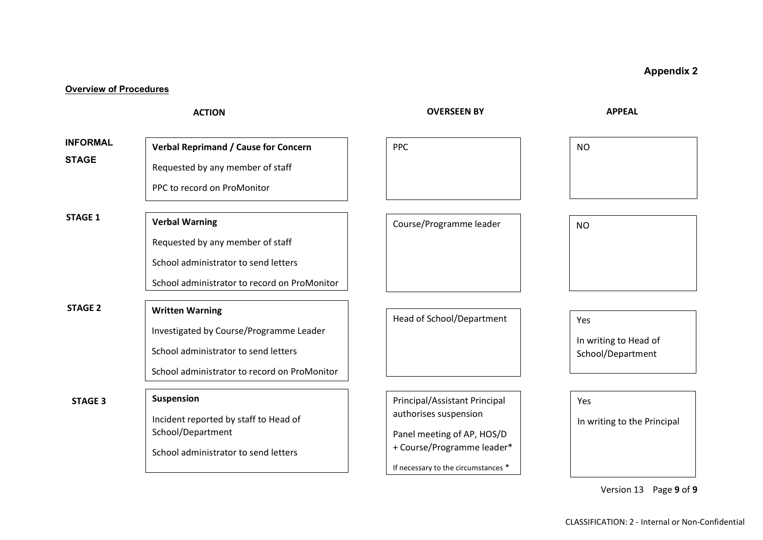**Appendix 2**

**Overview of Procedures**

| | ACTION | OVERSEEN BY | APPEAL |
|---|---|---|---|
| **INFORMAL STAGE** | **Verbal Reprimand / Cause for Concern**<br>Requested by any member of staff<br>PPC to record on ProMonitor | PPC | NO |
| **STAGE 1** | **Verbal Warning**<br>Requested by any member of staff<br>School administrator to send letters<br>School administrator to record on ProMonitor | Course/Programme leader | NO |
| **STAGE 2** | **Written Warning**<br>Investigated by Course/Programme Leader<br>School administrator to send letters<br>School administrator to record on ProMonitor | Head of School/Department | Yes<br>In writing to Head of School/Department |
| **STAGE 3** | **Suspension**<br>Incident reported by staff to Head of School/Department<br>School administrator to send letters | Principal/Assistant Principal authorises suspension<br>Panel meeting of AP, HOS/D + Course/Programme leader*<br>If necessary to the circumstances * | Yes<br>In writing to the Principal |

Version 13

CLASSIFICATION: 2 - Internal or Non-Confidential